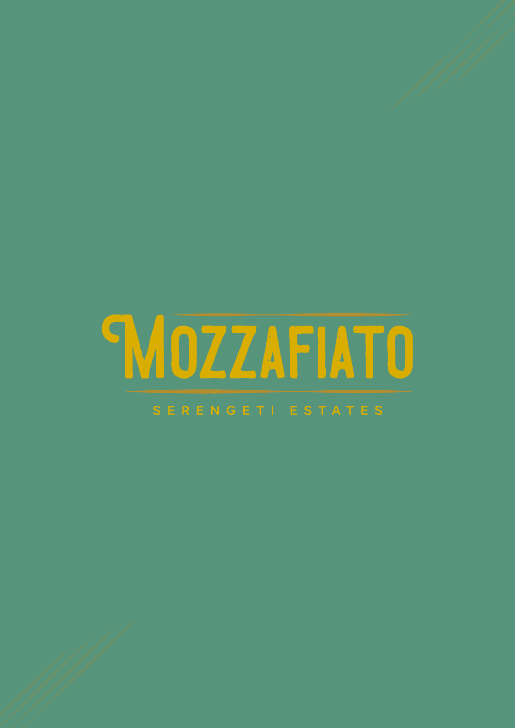# MOZZAFIATO

SERENGETI ESTATES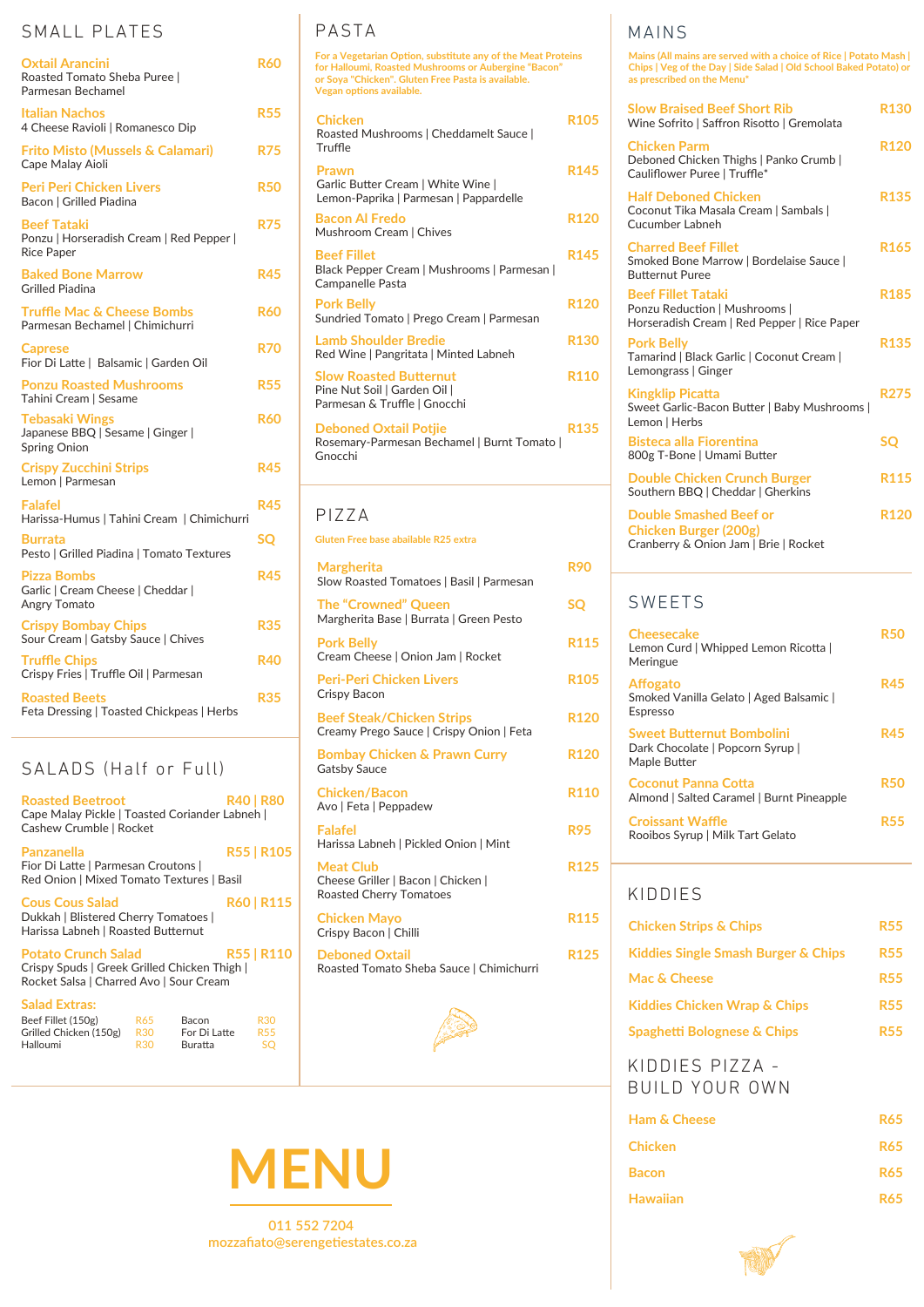## SMALL PLATES

**Oxtail Arancini** R60
Roasted Tomato Sheba Puree | Parmesan Bechamel

**Italian Nachos** R55
4 Cheese Ravioli | Romanesco Dip

**Frito Misto (Mussels & Calamari)** R75
Cape Malay Aioli

**Peri Peri Chicken Livers** R50
Bacon | Grilled Piadina

**Beef Tataki** R75
Ponzu | Horseradish Cream | Red Pepper | Rice Paper

**Baked Bone Marrow** R45
Grilled Piadina

**Truffle Mac & Cheese Bombs** R60
Parmesan Bechamel | Chimichurri

**Caprese** R70
Fior Di Latte | Balsamic | Garden Oil

**Ponzu Roasted Mushrooms** R55
Tahini Cream | Sesame

**Tebasaki Wings** R60
Japanese BBQ | Sesame | Ginger | Spring Onion

**Crispy Zucchini Strips** R45
Lemon | Parmesan

**Falafel** R45
Harissa-Humus | Tahini Cream | Chimichurri

**Burrata** SQ
Pesto | Grilled Piadina | Tomato Textures

**Pizza Bombs** R45
Garlic | Cream Cheese | Cheddar | Angry Tomato

**Crispy Bombay Chips** R35
Sour Cream | Gatsby Sauce | Chives

**Truffle Chips** R40
Crispy Fries | Truffle Oil | Parmesan

**Roasted Beets** R35
Feta Dressing | Toasted Chickpeas | Herbs

## SALADS (Half or Full)

**Roasted Beetroot** R40 | R80
Cape Malay Pickle | Toasted Coriander Labneh | Cashew Crumble | Rocket

**Panzanella** R55 | R105
Fior Di Latte | Parmesan Croutons | Red Onion | Mixed Tomato Textures | Basil

**Cous Cous Salad** R60 | R115
Dukkah | Blistered Cherry Tomatoes | Harissa Labneh | Roasted Butternut

**Potato Crunch Salad** R55 | R110
Crispy Spuds | Greek Grilled Chicken Thigh | Rocket Salsa | Charred Avo | Sour Cream

**Salad Extras:**

| | | | |
|---|---|---|---|
| Beef Fillet (150g) | R65 | Bacon | R30 |
| Grilled Chicken (150g) | R30 | For Di Latte | R55 |
| Halloumi | R30 | Buratta | SQ |

## PASTA

For a Vegetarian Option, substitute any of the Meat Proteins for Halloumi, Roasted Mushrooms or Aubergine "Bacon" or Soya "Chicken". Gluten Free Pasta is available. Vegan options available.

**Chicken** R105
Roasted Mushrooms | Cheddamelt Sauce | Truffle

**Prawn** R145
Garlic Butter Cream | White Wine | Lemon-Paprika | Parmesan | Pappardelle

**Bacon Al Fredo** R120
Mushroom Cream | Chives

**Beef Fillet** R145
Black Pepper Cream | Mushrooms | Parmesan | Campanelle Pasta

**Pork Belly** R120
Sundried Tomato | Prego Cream | Parmesan

**Lamb Shoulder Bredie** R130
Red Wine | Pangritata | Minted Labneh

**Slow Roasted Butternut** R110
Pine Nut Soil | Garden Oil | Parmesan & Truffle | Gnocchi

**Deboned Oxtail Potjie** R135
Rosemary-Parmesan Bechamel | Burnt Tomato | Gnocchi

## PIZZA

Gluten Free base abailable R25 extra

**Margherita** R90
Slow Roasted Tomatoes | Basil | Parmesan

**The "Crowned" Queen** SQ
Margherita Base | Burrata | Green Pesto

**Pork Belly** R115
Cream Cheese | Onion Jam | Rocket

**Peri-Peri Chicken Livers** R105
Crispy Bacon

**Beef Steak/Chicken Strips** R120
Creamy Prego Sauce | Crispy Onion | Feta

**Bombay Chicken & Prawn Curry** R120
Gatsby Sauce

**Chicken/Bacon** R110
Avo | Feta | Peppadew

**Falafel** R95
Harissa Labneh | Pickled Onion | Mint

**Meat Club** R125
Cheese Griller | Bacon | Chicken | Roasted Cherry Tomatoes

**Chicken Mayo** R115
Crispy Bacon | Chilli

**Deboned Oxtail** R125
Roasted Tomato Sheba Sauce | Chimichurri

## MAINS

Mains (All mains are served with a choice of Rice | Potato Mash | Chips | Veg of the Day | Side Salad | Old School Baked Potato) or as prescribed on the Menu*

**Slow Braised Beef Short Rib** R130
Wine Sofrito | Saffron Risotto | Gremolata

**Chicken Parm** R120
Deboned Chicken Thighs | Panko Crumb | Cauliflower Puree | Truffle*

**Half Deboned Chicken** R135
Coconut Tika Masala Cream | Sambals | Cucumber Labneh

**Charred Beef Fillet** R165
Smoked Bone Marrow | Bordelaise Sauce | Butternut Puree

**Beef Fillet Tataki** R185
Ponzu Reduction | Mushrooms | Horseradish Cream | Red Pepper | Rice Paper

**Pork Belly** R135
Tamarind | Black Garlic | Coconut Cream | Lemongrass | Ginger

**Kingklip Picatta** R275
Sweet Garlic-Bacon Butter | Baby Mushrooms | Lemon | Herbs

**Bisteca alla Fiorentina** SQ
800g T-Bone | Umami Butter

**Double Chicken Crunch Burger** R115
Southern BBQ | Cheddar | Gherkins

**Double Smashed Beef or Chicken Burger (200g)** R120
Cranberry & Onion Jam | Brie | Rocket

## SWEETS

**Cheesecake** R50
Lemon Curd | Whipped Lemon Ricotta | Meringue

**Affogato** R45
Smoked Vanilla Gelato | Aged Balsamic | Espresso

**Sweet Butternut Bombolini** R45
Dark Chocolate | Popcorn Syrup | Maple Butter

**Coconut Panna Cotta** R50
Almond | Salted Caramel | Burnt Pineapple

**Croissant Waffle** R55
Rooibos Syrup | Milk Tart Gelato

## KIDDIES

**Chicken Strips & Chips** R55

**Kiddies Single Smash Burger & Chips** R55

**Mac & Cheese** R55

**Kiddies Chicken Wrap & Chips** R55

**Spaghetti Bolognese & Chips** R55

## KIDDIES PIZZA - BUILD YOUR OWN

**Ham & Cheese** R65

**Chicken** R65

**Bacon** R65

**Hawaiian** R65

# MENU

011 552 7204
mozzafiato@serengetiestates.co.za